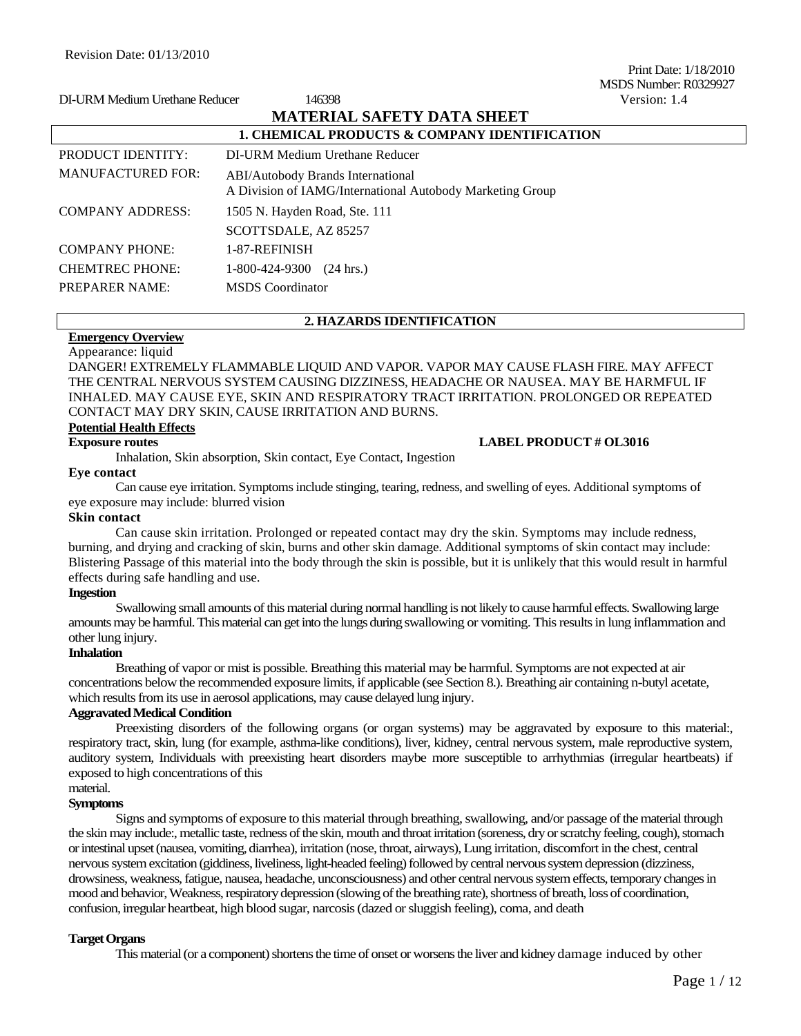Revision Date: 01/13/2010

Print Date: 1/18/2010
MSDS Number: R0329927
Version: 1.4

DI-URM Medium Urethane Reducer 146398

# MATERIAL SAFETY DATA SHEET

## 1. CHEMICAL PRODUCTS & COMPANY IDENTIFICATION

| | |
|---|---|
| PRODUCT IDENTITY: | DI-URM Medium Urethane Reducer |
| MANUFACTURED FOR: | ABI/Autobody Brands International<br>A Division of IAMG/International Autobody Marketing Group |
| COMPANY ADDRESS: | 1505 N. Hayden Road, Ste. 111<br>SCOTTSDALE, AZ 85257 |
| COMPANY PHONE: | 1-87-REFINISH |
| CHEMTREC PHONE: | 1-800-424-9300 (24 hrs.) |
| PREPARER NAME: | MSDS Coordinator |

## 2. HAZARDS IDENTIFICATION

**Emergency Overview**

Appearance: liquid

DANGER! EXTREMELY FLAMMABLE LIQUID AND VAPOR. VAPOR MAY CAUSE FLASH FIRE. MAY AFFECT THE CENTRAL NERVOUS SYSTEM CAUSING DIZZINESS, HEADACHE OR NAUSEA. MAY BE HARMFUL IF INHALED. MAY CAUSE EYE, SKIN AND RESPIRATORY TRACT IRRITATION. PROLONGED OR REPEATED CONTACT MAY DRY SKIN, CAUSE IRRITATION AND BURNS.

**Potential Health Effects**

**Exposure routes** **LABEL PRODUCT # OL3016**

Inhalation, Skin absorption, Skin contact, Eye Contact, Ingestion

**Eye contact**

Can cause eye irritation. Symptoms include stinging, tearing, redness, and swelling of eyes. Additional symptoms of eye exposure may include: blurred vision

**Skin contact**

Can cause skin irritation. Prolonged or repeated contact may dry the skin. Symptoms may include redness, burning, and drying and cracking of skin, burns and other skin damage. Additional symptoms of skin contact may include: Blistering Passage of this material into the body through the skin is possible, but it is unlikely that this would result in harmful effects during safe handling and use.

**Ingestion**

Swallowing small amounts of this material during normal handling is not likely to cause harmful effects. Swallowing large amounts may be harmful. This material can get into the lungs during swallowing or vomiting. This results in lung inflammation and other lung injury.

**Inhalation**

Breathing of vapor or mist is possible. Breathing this material may be harmful. Symptoms are not expected at air concentrations below the recommended exposure limits, if applicable (see Section 8.). Breathing air containing n-butyl acetate, which results from its use in aerosol applications, may cause delayed lung injury.

**Aggravated Medical Condition**

Preexisting disorders of the following organs (or organ systems) may be aggravated by exposure to this material:, respiratory tract, skin, lung (for example, asthma-like conditions), liver, kidney, central nervous system, male reproductive system, auditory system, Individuals with preexisting heart disorders maybe more susceptible to arrhythmias (irregular heartbeats) if exposed to high concentrations of this material.

**Symptoms**

Signs and symptoms of exposure to this material through breathing, swallowing, and/or passage of the material through the skin may include:, metallic taste, redness of the skin, mouth and throat irritation (soreness, dry or scratchy feeling, cough), stomach or intestinal upset (nausea, vomiting, diarrhea), irritation (nose, throat, airways), Lung irritation, discomfort in the chest, central nervous system excitation (giddiness, liveliness, light-headed feeling) followed by central nervous system depression (dizziness, drowsiness, weakness, fatigue, nausea, headache, unconsciousness) and other central nervous system effects, temporary changes in mood and behavior, Weakness, respiratory depression (slowing of the breathing rate), shortness of breath, loss of coordination, confusion, irregular heartbeat, high blood sugar, narcosis (dazed or sluggish feeling), coma, and death

**Target Organs**

This material (or a component) shortens the time of onset or worsens the liver and kidney damage induced by other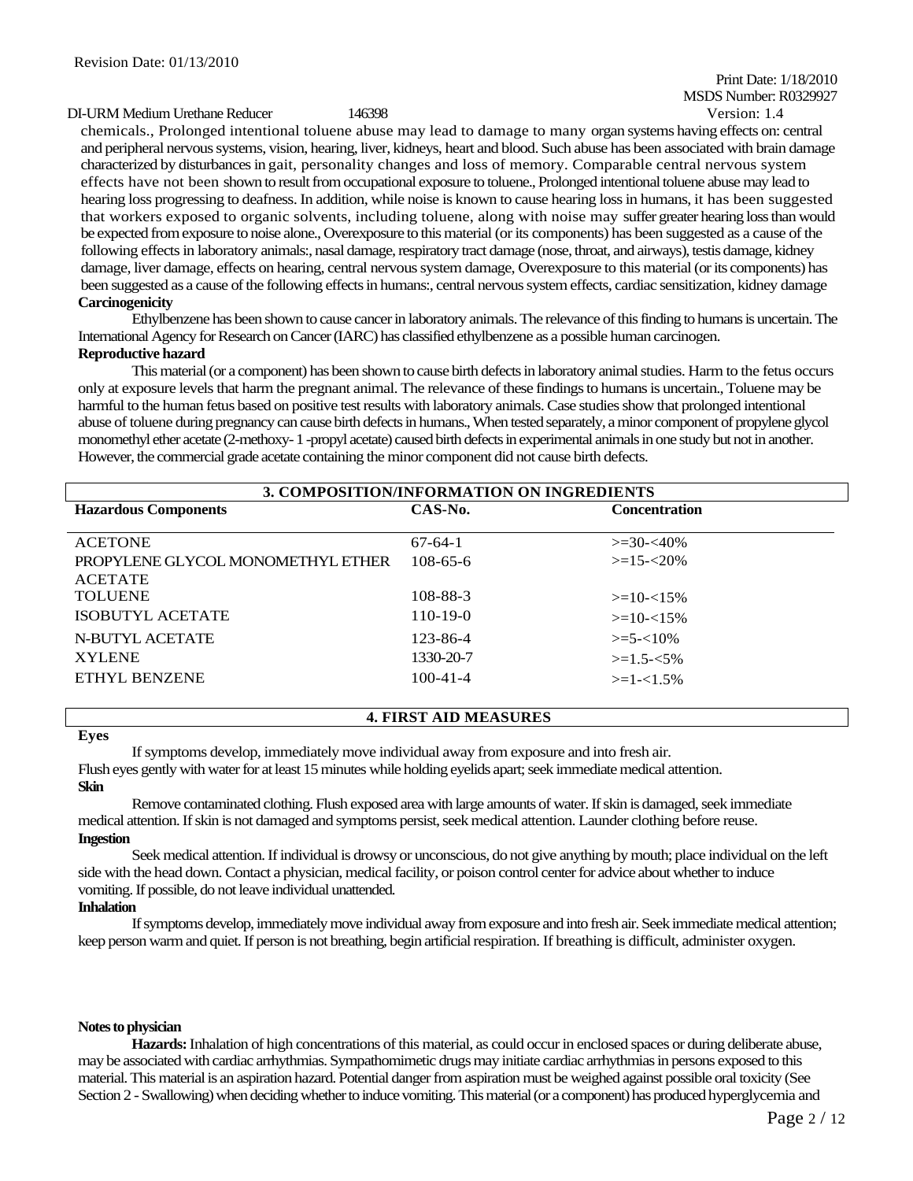chemicals., Prolonged intentional toluene abuse may lead to damage to many organ systems having effects on: central and peripheral nervous systems, vision, hearing, liver, kidneys, heart and blood. Such abuse has been associated with brain damage characterized by disturbances in gait, personality changes and loss of memory. Comparable central nervous system effects have not been shown to result from occupational exposure to toluene., Prolonged intentional toluene abuse may lead to hearing loss progressing to deafness. In addition, while noise is known to cause hearing loss in humans, it has been suggested that workers exposed to organic solvents, including toluene, along with noise may suffer greater hearing loss than would be expected from exposure to noise alone., Overexposure to this material (or its components) has been suggested as a cause of the following effects in laboratory animals:, nasal damage, respiratory tract damage (nose, throat, and airways), testis damage, kidney damage, liver damage, effects on hearing, central nervous system damage, Overexposure to this material (or its components) has been suggested as a cause of the following effects in humans:, central nervous system effects, cardiac sensitization, kidney damage

**Carcinogenicity**

Ethylbenzene has been shown to cause cancer in laboratory animals. The relevance of this finding to humans is uncertain. The International Agency for Research on Cancer (IARC) has classified ethylbenzene as a possible human carcinogen.

**Reproductive hazard**

This material (or a component) has been shown to cause birth defects in laboratory animal studies. Harm to the fetus occurs only at exposure levels that harm the pregnant animal. The relevance of these findings to humans is uncertain., Toluene may be harmful to the human fetus based on positive test results with laboratory animals. Case studies show that prolonged intentional abuse of toluene during pregnancy can cause birth defects in humans., When tested separately, a minor component of propylene glycol monomethyl ether acetate (2-methoxy- 1 -propyl acetate) caused birth defects in experimental animals in one study but not in another. However, the commercial grade acetate containing the minor component did not cause birth defects.

## 3. COMPOSITION/INFORMATION ON INGREDIENTS

| Hazardous Components | CAS-No. | Concentration |
|---|---|---|
| ACETONE | 67-64-1 | >=30-<40% |
| PROPYLENE GLYCOL MONOMETHYL ETHER ACETATE | 108-65-6 | >=15-<20% |
| TOLUENE | 108-88-3 | >=10-<15% |
| ISOBUTYL ACETATE | 110-19-0 | >=10-<15% |
| N-BUTYL ACETATE | 123-86-4 | >=5-<10% |
| XYLENE | 1330-20-7 | >=1.5-<5% |
| ETHYL BENZENE | 100-41-4 | >=1-<1.5% |

## 4. FIRST AID MEASURES

**Eyes**

If symptoms develop, immediately move individual away from exposure and into fresh air. Flush eyes gently with water for at least 15 minutes while holding eyelids apart; seek immediate medical attention.

**Skin**

Remove contaminated clothing. Flush exposed area with large amounts of water. If skin is damaged, seek immediate medical attention. If skin is not damaged and symptoms persist, seek medical attention. Launder clothing before reuse.

**Ingestion**

Seek medical attention. If individual is drowsy or unconscious, do not give anything by mouth; place individual on the left side with the head down. Contact a physician, medical facility, or poison control center for advice about whether to induce vomiting. If possible, do not leave individual unattended.

**Inhalation**

If symptoms develop, immediately move individual away from exposure and into fresh air. Seek immediate medical attention; keep person warm and quiet. If person is not breathing, begin artificial respiration. If breathing is difficult, administer oxygen.

**Notes to physician**

**Hazards:** Inhalation of high concentrations of this material, as could occur in enclosed spaces or during deliberate abuse, may be associated with cardiac arrhythmias. Sympathomimetic drugs may initiate cardiac arrhythmias in persons exposed to this material. This material is an aspiration hazard. Potential danger from aspiration must be weighed against possible oral toxicity (See Section 2 - Swallowing) when deciding whether to induce vomiting. This material (or a component) has produced hyperglycemia and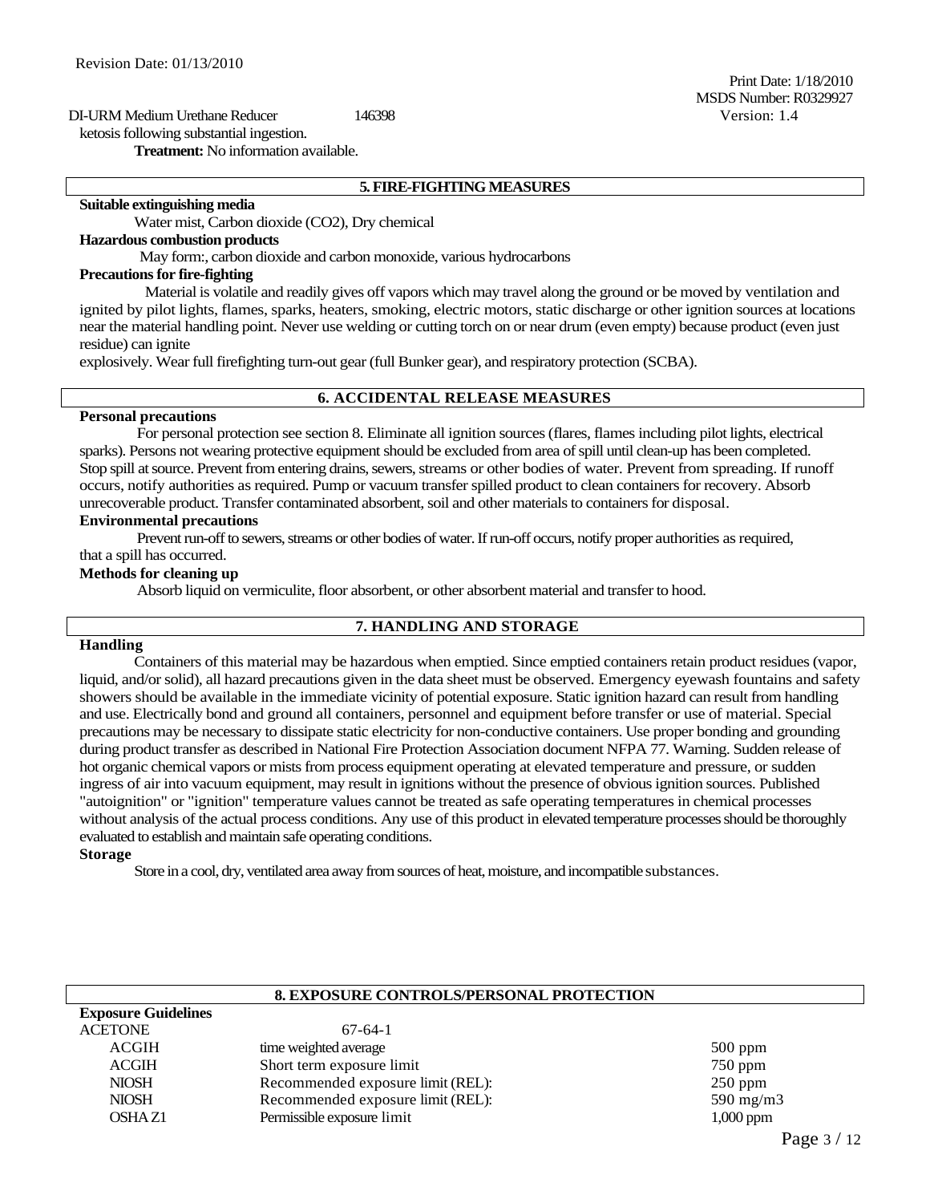ketosis following substantial ingestion.

**Treatment:** No information available.

## 5. FIRE-FIGHTING MEASURES

**Suitable extinguishing media**

Water mist, Carbon dioxide ($CO_2$), Dry chemical

**Hazardous combustion products**

May form:, carbon dioxide and carbon monoxide, various hydrocarbons

**Precautions for fire-fighting**

Material is volatile and readily gives off vapors which may travel along the ground or be moved by ventilation and ignited by pilot lights, flames, sparks, heaters, smoking, electric motors, static discharge or other ignition sources at locations near the material handling point. Never use welding or cutting torch on or near drum (even empty) because product (even just residue) can ignite explosively. Wear full firefighting turn-out gear (full Bunker gear), and respiratory protection (SCBA).

## 6. ACCIDENTAL RELEASE MEASURES

**Personal precautions**

For personal protection see section 8. Eliminate all ignition sources (flares, flames including pilot lights, electrical sparks). Persons not wearing protective equipment should be excluded from area of spill until clean-up has been completed. Stop spill at source. Prevent from entering drains, sewers, streams or other bodies of water. Prevent from spreading. If runoff occurs, notify authorities as required. Pump or vacuum transfer spilled product to clean containers for recovery. Absorb unrecoverable product. Transfer contaminated absorbent, soil and other materials to containers for disposal.

**Environmental precautions**

Prevent run-off to sewers, streams or other bodies of water. If run-off occurs, notify proper authorities as required, that a spill has occurred.

**Methods for cleaning up**

Absorb liquid on vermiculite, floor absorbent, or other absorbent material and transfer to hood.

## 7. HANDLING AND STORAGE

**Handling**

Containers of this material may be hazardous when emptied. Since emptied containers retain product residues (vapor, liquid, and/or solid), all hazard precautions given in the data sheet must be observed. Emergency eyewash fountains and safety showers should be available in the immediate vicinity of potential exposure. Static ignition hazard can result from handling and use. Electrically bond and ground all containers, personnel and equipment before transfer or use of material. Special precautions may be necessary to dissipate static electricity for non-conductive containers. Use proper bonding and grounding during product transfer as described in National Fire Protection Association document NFPA 77. Warning. Sudden release of hot organic chemical vapors or mists from process equipment operating at elevated temperature and pressure, or sudden ingress of air into vacuum equipment, may result in ignitions without the presence of obvious ignition sources. Published "autoignition" or "ignition" temperature values cannot be treated as safe operating temperatures in chemical processes without analysis of the actual process conditions. Any use of this product in elevated temperature processes should be thoroughly evaluated to establish and maintain safe operating conditions.

**Storage**

Store in a cool, dry, ventilated area away from sources of heat, moisture, and incompatible substances.

## 8. EXPOSURE CONTROLS/PERSONAL PROTECTION

**Exposure Guidelines**

| ACETONE | 67-64-1 | |
|---|---|---|
| ACGIH | time weighted average | 500 ppm |
| ACGIH | Short term exposure limit | 750 ppm |
| NIOSH | Recommended exposure limit (REL): | 250 ppm |
| NIOSH | Recommended exposure limit (REL): | 590 mg/m3 |
| OSHA Z1 | Permissible exposure limit | 1,000 ppm |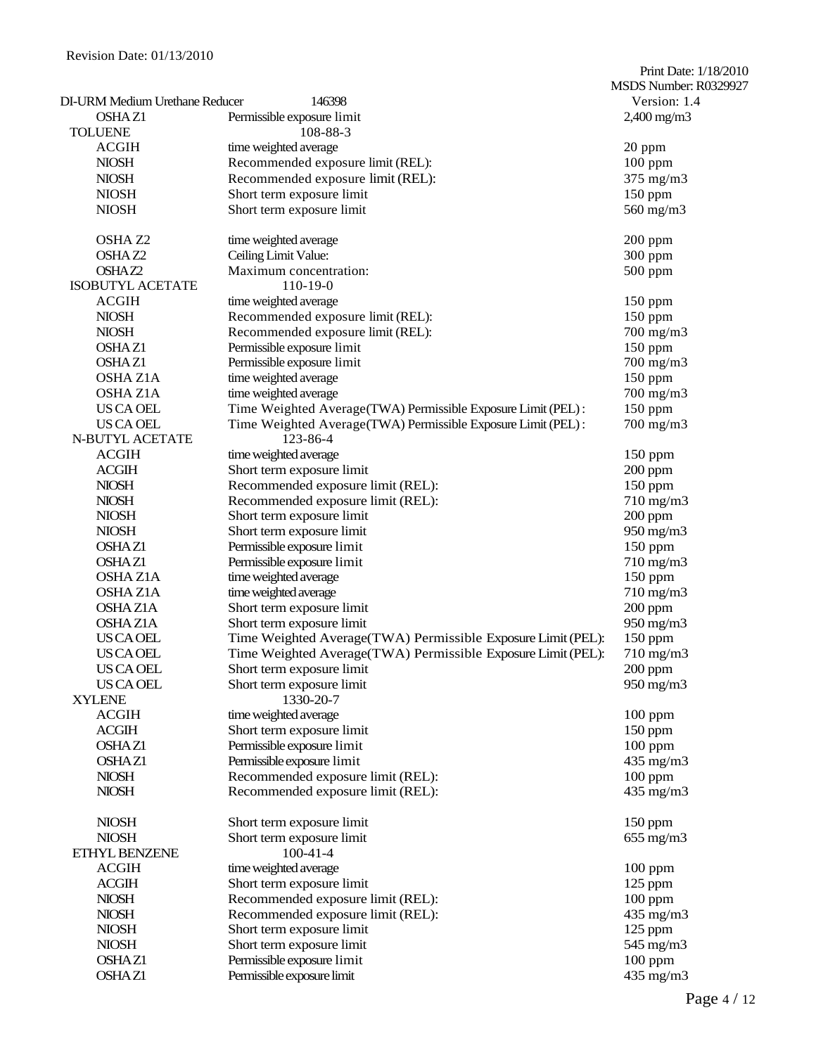Revision Date: 01/13/2010

Print Date: 1/18/2010
MSDS Number: R0329927
Version: 1.4

DI-URM Medium Urethane Reducer 146398

| Component / Source | Type | Value |
|---|---|---|
| OSHA Z1 | Permissible exposure limit | 2,400 mg/m3 |
| **TOLUENE** | 108-88-3 | |
| ACGIH | time weighted average | 20 ppm |
| NIOSH | Recommended exposure limit (REL): | 100 ppm |
| NIOSH | Recommended exposure limit (REL): | 375 mg/m3 |
| NIOSH | Short term exposure limit | 150 ppm |
| NIOSH | Short term exposure limit | 560 mg/m3 |
| OSHA Z2 | time weighted average | 200 ppm |
| OSHA Z2 | Ceiling Limit Value: | 300 ppm |
| OSHA Z2 | Maximum concentration: | 500 ppm |
| **ISOBUTYL ACETATE** | 110-19-0 | |
| ACGIH | time weighted average | 150 ppm |
| NIOSH | Recommended exposure limit (REL): | 150 ppm |
| NIOSH | Recommended exposure limit (REL): | 700 mg/m3 |
| OSHA Z1 | Permissible exposure limit | 150 ppm |
| OSHA Z1 | Permissible exposure limit | 700 mg/m3 |
| OSHA Z1A | time weighted average | 150 ppm |
| OSHA Z1A | time weighted average | 700 mg/m3 |
| US CA OEL | Time Weighted Average(TWA) Permissible Exposure Limit (PEL): | 150 ppm |
| US CA OEL | Time Weighted Average(TWA) Permissible Exposure Limit (PEL): | 700 mg/m3 |
| **N-BUTYL ACETATE** | 123-86-4 | |
| ACGIH | time weighted average | 150 ppm |
| ACGIH | Short term exposure limit | 200 ppm |
| NIOSH | Recommended exposure limit (REL): | 150 ppm |
| NIOSH | Recommended exposure limit (REL): | 710 mg/m3 |
| NIOSH | Short term exposure limit | 200 ppm |
| NIOSH | Short term exposure limit | 950 mg/m3 |
| OSHA Z1 | Permissible exposure limit | 150 ppm |
| OSHA Z1 | Permissible exposure limit | 710 mg/m3 |
| OSHA Z1A | time weighted average | 150 ppm |
| OSHA Z1A | time weighted average | 710 mg/m3 |
| OSHA Z1A | Short term exposure limit | 200 ppm |
| OSHA Z1A | Short term exposure limit | 950 mg/m3 |
| US CA OEL | Time Weighted Average(TWA) Permissible Exposure Limit (PEL): | 150 ppm |
| US CA OEL | Time Weighted Average(TWA) Permissible Exposure Limit (PEL): | 710 mg/m3 |
| US CA OEL | Short term exposure limit | 200 ppm |
| US CA OEL | Short term exposure limit | 950 mg/m3 |
| **XYLENE** | 1330-20-7 | |
| ACGIH | time weighted average | 100 ppm |
| ACGIH | Short term exposure limit | 150 ppm |
| OSHA Z1 | Permissible exposure limit | 100 ppm |
| OSHA Z1 | Permissible exposure limit | 435 mg/m3 |
| NIOSH | Recommended exposure limit (REL): | 100 ppm |
| NIOSH | Recommended exposure limit (REL): | 435 mg/m3 |
| NIOSH | Short term exposure limit | 150 ppm |
| NIOSH | Short term exposure limit | 655 mg/m3 |
| **ETHYL BENZENE** | 100-41-4 | |
| ACGIH | time weighted average | 100 ppm |
| ACGIH | Short term exposure limit | 125 ppm |
| NIOSH | Recommended exposure limit (REL): | 100 ppm |
| NIOSH | Recommended exposure limit (REL): | 435 mg/m3 |
| NIOSH | Short term exposure limit | 125 ppm |
| NIOSH | Short term exposure limit | 545 mg/m3 |
| OSHA Z1 | Permissible exposure limit | 100 ppm |
| OSHA Z1 | Permissible exposure limit | 435 mg/m3 |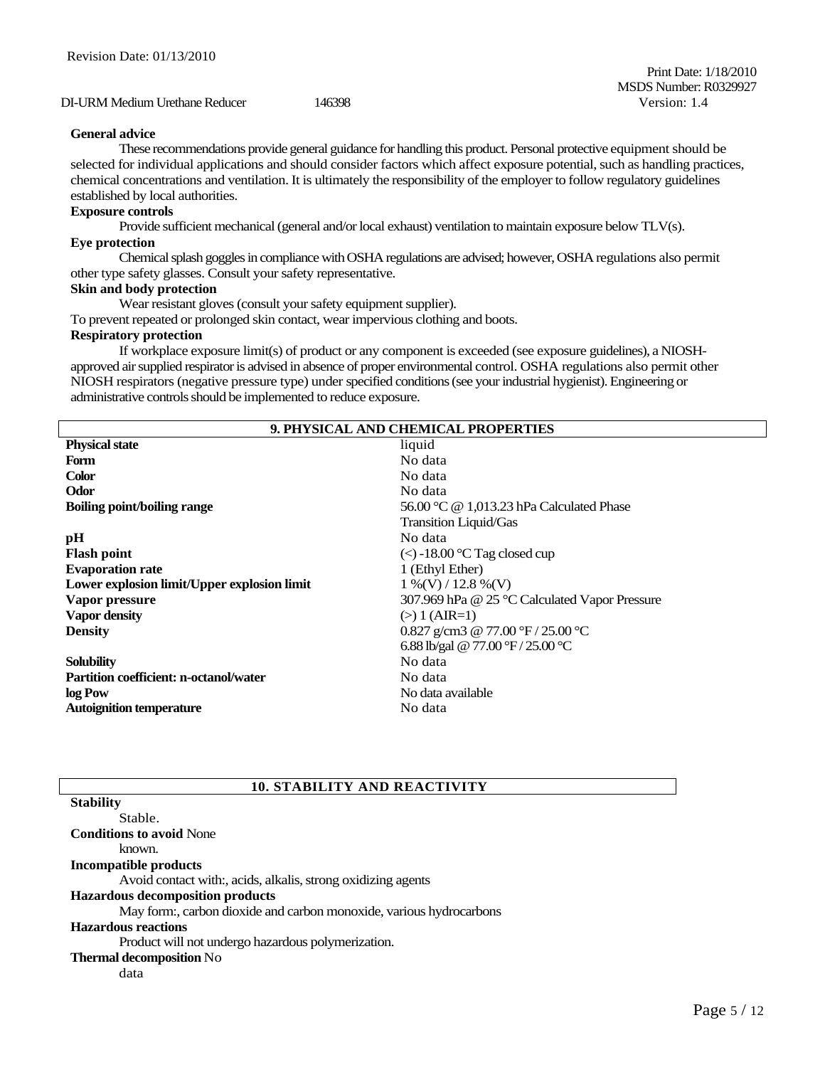**General advice**

These recommendations provide general guidance for handling this product. Personal protective equipment should be selected for individual applications and should consider factors which affect exposure potential, such as handling practices, chemical concentrations and ventilation. It is ultimately the responsibility of the employer to follow regulatory guidelines established by local authorities.

**Exposure controls**

Provide sufficient mechanical (general and/or local exhaust) ventilation to maintain exposure below TLV(s).

**Eye protection**

Chemical splash goggles in compliance with OSHA regulations are advised; however, OSHA regulations also permit other type safety glasses. Consult your safety representative.

**Skin and body protection**

Wear resistant gloves (consult your safety equipment supplier).

To prevent repeated or prolonged skin contact, wear impervious clothing and boots.

**Respiratory protection**

If workplace exposure limit(s) of product or any component is exceeded (see exposure guidelines), a NIOSH-approved air supplied respirator is advised in absence of proper environmental control. OSHA regulations also permit other NIOSH respirators (negative pressure type) under specified conditions (see your industrial hygienist). Engineering or administrative controls should be implemented to reduce exposure.

## 9. PHYSICAL AND CHEMICAL PROPERTIES

| | |
|---|---|
| **Physical state** | liquid |
| **Form** | No data |
| **Color** | No data |
| **Odor** | No data |
| **Boiling point/boiling range** | 56.00 °C @ 1,013.23 hPa Calculated Phase Transition Liquid/Gas |
| **pH** | No data |
| **Flash point** | (<) -18.00 °C Tag closed cup |
| **Evaporation rate** | 1 (Ethyl Ether) |
| **Lower explosion limit/Upper explosion limit** | 1 %(V) / 12.8 %(V) |
| **Vapor pressure** | 307.969 hPa @ 25 °C Calculated Vapor Pressure |
| **Vapor density** | (>) 1 (AIR=1) |
| **Density** | 0.827 g/cm3 @ 77.00 °F / 25.00 °C<br>6.88 lb/gal @ 77.00 °F / 25.00 °C |
| **Solubility** | No data |
| **Partition coefficient: n-octanol/water** | No data |
| **log Pow** | No data available |
| **Autoignition temperature** | No data |

## 10. STABILITY AND REACTIVITY

**Stability**

Stable.

**Conditions to avoid** None known.

**Incompatible products**

Avoid contact with:, acids, alkalis, strong oxidizing agents

**Hazardous decomposition products**

May form:, carbon dioxide and carbon monoxide, various hydrocarbons

**Hazardous reactions**

Product will not undergo hazardous polymerization.

**Thermal decomposition** No data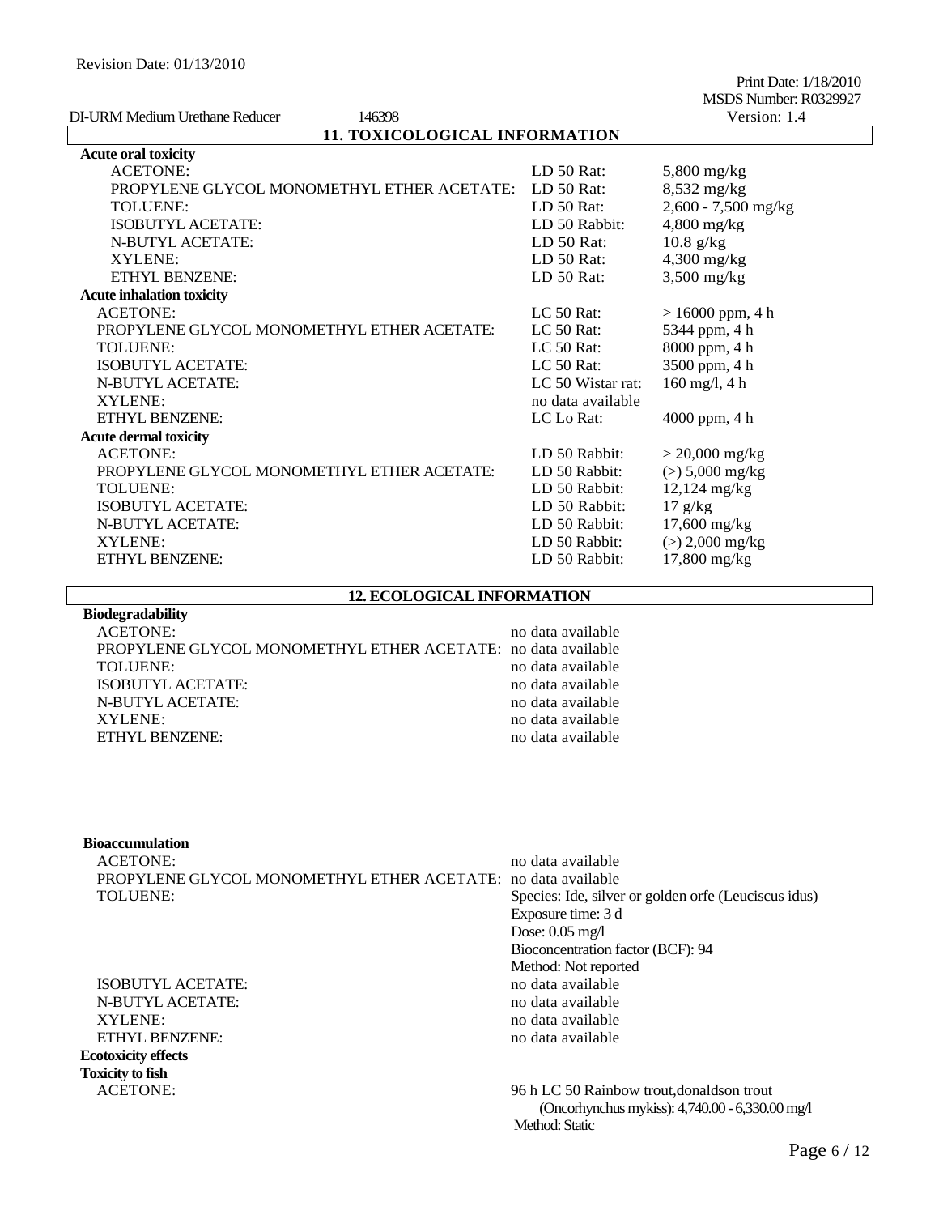## 11. TOXICOLOGICAL INFORMATION

**Acute oral toxicity**

| | | |
|---|---|---|
| ACETONE: | LD 50 Rat: | 5,800 mg/kg |
| PROPYLENE GLYCOL MONOMETHYL ETHER ACETATE: | LD 50 Rat: | 8,532 mg/kg |
| TOLUENE: | LD 50 Rat: | 2,600 - 7,500 mg/kg |
| ISOBUTYL ACETATE: | LD 50 Rabbit: | 4,800 mg/kg |
| N-BUTYL ACETATE: | LD 50 Rat: | 10.8 g/kg |
| XYLENE: | LD 50 Rat: | 4,300 mg/kg |
| ETHYL BENZENE: | LD 50 Rat: | 3,500 mg/kg |

**Acute inhalation toxicity**

| | | |
|---|---|---|
| ACETONE: | LC 50 Rat: | > 16000 ppm, 4 h |
| PROPYLENE GLYCOL MONOMETHYL ETHER ACETATE: | LC 50 Rat: | 5344 ppm, 4 h |
| TOLUENE: | LC 50 Rat: | 8000 ppm, 4 h |
| ISOBUTYL ACETATE: | LC 50 Rat: | 3500 ppm, 4 h |
| N-BUTYL ACETATE: | LC 50 Wistar rat: | 160 mg/l, 4 h |
| XYLENE: | no data available | |
| ETHYL BENZENE: | LC Lo Rat: | 4000 ppm, 4 h |

**Acute dermal toxicity**

| | | |
|---|---|---|
| ACETONE: | LD 50 Rabbit: | > 20,000 mg/kg |
| PROPYLENE GLYCOL MONOMETHYL ETHER ACETATE: | LD 50 Rabbit: | (>) 5,000 mg/kg |
| TOLUENE: | LD 50 Rabbit: | 12,124 mg/kg |
| ISOBUTYL ACETATE: | LD 50 Rabbit: | 17 g/kg |
| N-BUTYL ACETATE: | LD 50 Rabbit: | 17,600 mg/kg |
| XYLENE: | LD 50 Rabbit: | (>) 2,000 mg/kg |
| ETHYL BENZENE: | LD 50 Rabbit: | 17,800 mg/kg |

## 12. ECOLOGICAL INFORMATION

**Biodegradability**

| | |
|---|---|
| ACETONE: | no data available |
| PROPYLENE GLYCOL MONOMETHYL ETHER ACETATE: | no data available |
| TOLUENE: | no data available |
| ISOBUTYL ACETATE: | no data available |
| N-BUTYL ACETATE: | no data available |
| XYLENE: | no data available |
| ETHYL BENZENE: | no data available |

**Bioaccumulation**

| | |
|---|---|
| ACETONE: | no data available |
| PROPYLENE GLYCOL MONOMETHYL ETHER ACETATE: | no data available |
| TOLUENE: | Species: Ide, silver or golden orfe (Leuciscus idus)<br>Exposure time: 3 d<br>Dose: 0.05 mg/l<br>Bioconcentration factor (BCF): 94<br>Method: Not reported |
| ISOBUTYL ACETATE: | no data available |
| N-BUTYL ACETATE: | no data available |
| XYLENE: | no data available |
| ETHYL BENZENE: | no data available |

**Ecotoxicity effects**

**Toxicity to fish**

| | |
|---|---|
| ACETONE: | 96 h LC 50 Rainbow trout,donaldson trout (Oncorhynchus mykiss): 4,740.00 - 6,330.00 mg/l<br>Method: Static |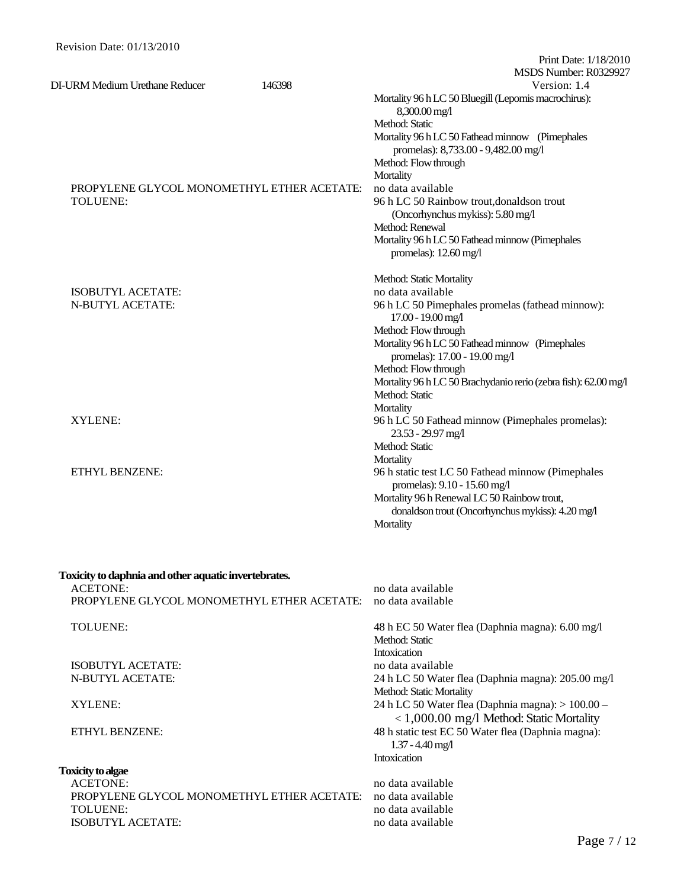Mortality 96 h LC 50 Bluegill (Lepomis macrochirus): 8,300.00 mg/l
Method: Static
Mortality 96 h LC 50 Fathead minnow (Pimephales promelas): 8,733.00 - 9,482.00 mg/l
Method: Flow through
Mortality

| | |
|---|---|
| PROPYLENE GLYCOL MONOMETHYL ETHER ACETATE: | no data available |
| TOLUENE: | 96 h LC 50 Rainbow trout,donaldson trout (Oncorhynchus mykiss): 5.80 mg/l<br>Method: Renewal<br>Mortality 96 h LC 50 Fathead minnow (Pimephales promelas): 12.60 mg/l<br><br>Method: Static Mortality |
| ISOBUTYL ACETATE: | no data available |
| N-BUTYL ACETATE: | 96 h LC 50 Pimephales promelas (fathead minnow): 17.00 - 19.00 mg/l<br>Method: Flow through<br>Mortality 96 h LC 50 Fathead minnow (Pimephales promelas): 17.00 - 19.00 mg/l<br>Method: Flow through<br>Mortality 96 h LC 50 Brachydanio rerio (zebra fish): 62.00 mg/l<br>Method: Static<br>Mortality |
| XYLENE: | 96 h LC 50 Fathead minnow (Pimephales promelas): 23.53 - 29.97 mg/l<br>Method: Static<br>Mortality |
| ETHYL BENZENE: | 96 h static test LC 50 Fathead minnow (Pimephales promelas): 9.10 - 15.60 mg/l<br>Mortality 96 h Renewal LC 50 Rainbow trout, donaldson trout (Oncorhynchus mykiss): 4.20 mg/l<br>Mortality |

**Toxicity to daphnia and other aquatic invertebrates.**

| | |
|---|---|
| ACETONE: | no data available |
| PROPYLENE GLYCOL MONOMETHYL ETHER ACETATE: | no data available |
| TOLUENE: | 48 h EC 50 Water flea (Daphnia magna): 6.00 mg/l<br>Method: Static<br>Intoxication |
| ISOBUTYL ACETATE: | no data available |
| N-BUTYL ACETATE: | 24 h LC 50 Water flea (Daphnia magna): 205.00 mg/l<br>Method: Static Mortality |
| XYLENE: | 24 h LC 50 Water flea (Daphnia magna): > 100.00 – < 1,000.00 mg/l Method: Static Mortality |
| ETHYL BENZENE: | 48 h static test EC 50 Water flea (Daphnia magna): 1.37 - 4.40 mg/l<br>Intoxication |

**Toxicity to algae**

| | |
|---|---|
| ACETONE: | no data available |
| PROPYLENE GLYCOL MONOMETHYL ETHER ACETATE: | no data available |
| TOLUENE: | no data available |
| ISOBUTYL ACETATE: | no data available |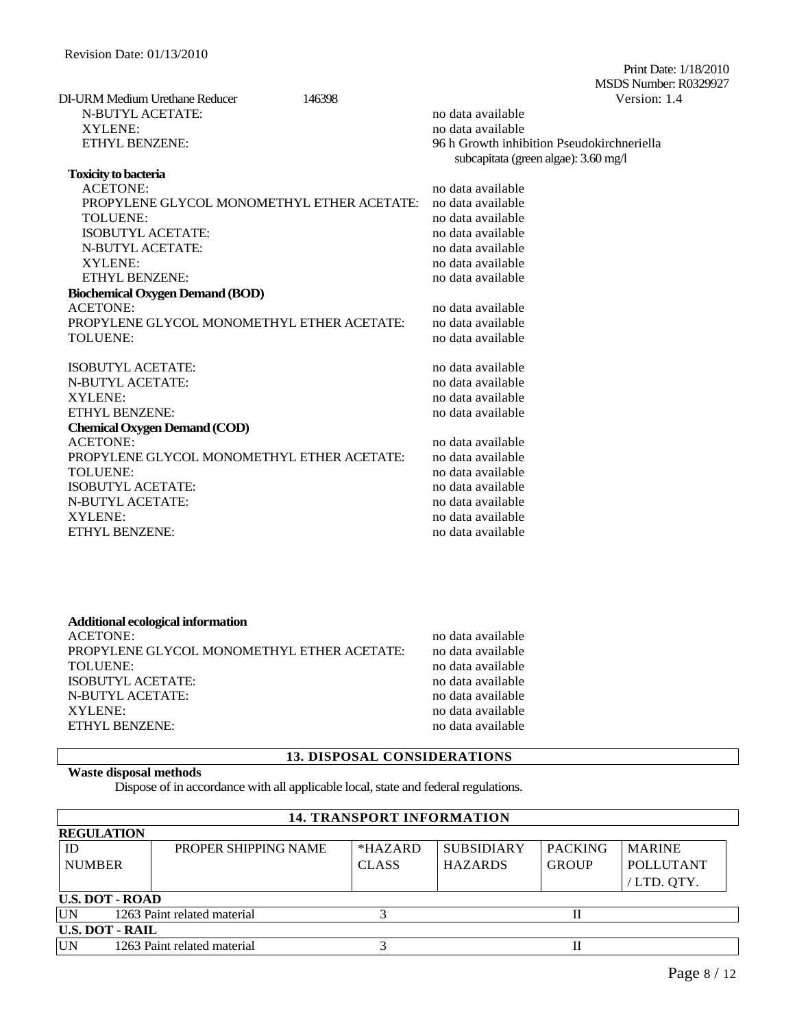N-BUTYL ACETATE: no data available
XYLENE: no data available
ETHYL BENZENE: 96 h Growth inhibition Pseudokirchneriella subcapitata (green algae): 3.60 mg/l

**Toxicity to bacteria**

| | |
|---|---|
| ACETONE: | no data available |
| PROPYLENE GLYCOL MONOMETHYL ETHER ACETATE: | no data available |
| TOLUENE: | no data available |
| ISOBUTYL ACETATE: | no data available |
| N-BUTYL ACETATE: | no data available |
| XYLENE: | no data available |
| ETHYL BENZENE: | no data available |

**Biochemical Oxygen Demand (BOD)**

| | |
|---|---|
| ACETONE: | no data available |
| PROPYLENE GLYCOL MONOMETHYL ETHER ACETATE: | no data available |
| TOLUENE: | no data available |
| ISOBUTYL ACETATE: | no data available |
| N-BUTYL ACETATE: | no data available |
| XYLENE: | no data available |
| ETHYL BENZENE: | no data available |

**Chemical Oxygen Demand (COD)**

| | |
|---|---|
| ACETONE: | no data available |
| PROPYLENE GLYCOL MONOMETHYL ETHER ACETATE: | no data available |
| TOLUENE: | no data available |
| ISOBUTYL ACETATE: | no data available |
| N-BUTYL ACETATE: | no data available |
| XYLENE: | no data available |
| ETHYL BENZENE: | no data available |

**Additional ecological information**

| | |
|---|---|
| ACETONE: | no data available |
| PROPYLENE GLYCOL MONOMETHYL ETHER ACETATE: | no data available |
| TOLUENE: | no data available |
| ISOBUTYL ACETATE: | no data available |
| N-BUTYL ACETATE: | no data available |
| XYLENE: | no data available |
| ETHYL BENZENE: | no data available |

## 13. DISPOSAL CONSIDERATIONS

**Waste disposal methods**

Dispose of in accordance with all applicable local, state and federal regulations.

## 14. TRANSPORT INFORMATION

**REGULATION**

| ID NUMBER | PROPER SHIPPING NAME | *HAZARD CLASS | SUBSIDIARY HAZARDS | PACKING GROUP | MARINE POLLUTANT / LTD. QTY. |
|---|---|---|---|---|---|
| **U.S. DOT - ROAD** | | | | | |
| UN 1263 | Paint related material | 3 | | II | |
| **U.S. DOT - RAIL** | | | | | |
| UN 1263 | Paint related material | 3 | | II | |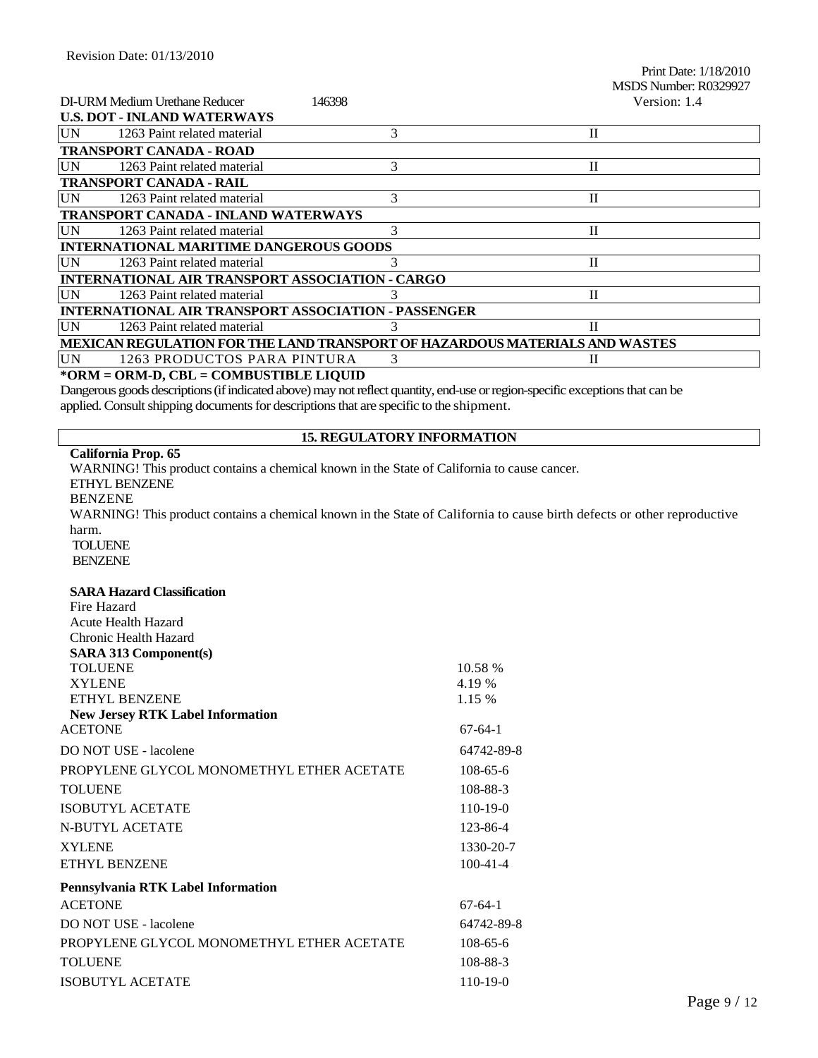Revision Date: 01/13/2010

Print Date: 1/18/2010
MSDS Number: R0329927
Version: 1.4

DI-URM Medium Urethane Reducer 146398

**U.S. DOT - INLAND WATERWAYS**

| UN | 1263 Paint related material | 3 | II |
|---|---|---|---|

**TRANSPORT CANADA - ROAD**

| UN | 1263 Paint related material | 3 | II |
|---|---|---|---|

**TRANSPORT CANADA - RAIL**

| UN | 1263 Paint related material | 3 | II |
|---|---|---|---|

**TRANSPORT CANADA - INLAND WATERWAYS**

| UN | 1263 Paint related material | 3 | II |
|---|---|---|---|

**INTERNATIONAL MARITIME DANGEROUS GOODS**

| UN | 1263 Paint related material | 3 | II |
|---|---|---|---|

**INTERNATIONAL AIR TRANSPORT ASSOCIATION - CARGO**

| UN | 1263 Paint related material | 3 | II |
|---|---|---|---|

**INTERNATIONAL AIR TRANSPORT ASSOCIATION - PASSENGER**

| UN | 1263 Paint related material | 3 | II |
|---|---|---|---|

**MEXICAN REGULATION FOR THE LAND TRANSPORT OF HAZARDOUS MATERIALS AND WASTES**

| UN | 1263 PRODUCTOS PARA PINTURA | 3 | II |
|---|---|---|---|

**\*ORM = ORM-D, CBL = COMBUSTIBLE LIQUID**

Dangerous goods descriptions (if indicated above) may not reflect quantity, end-use or region-specific exceptions that can be applied. Consult shipping documents for descriptions that are specific to the shipment.

## 15. REGULATORY INFORMATION

**California Prop. 65**

WARNING! This product contains a chemical known in the State of California to cause cancer.
ETHYL BENZENE
BENZENE
WARNING! This product contains a chemical known in the State of California to cause birth defects or other reproductive harm.
TOLUENE
BENZENE

**SARA Hazard Classification**

Fire Hazard
Acute Health Hazard
Chronic Health Hazard

**SARA 313 Component(s)**

| TOLUENE | 10.58 % |
|---|---|
| XYLENE | 4.19 % |
| ETHYL BENZENE | 1.15 % |

**New Jersey RTK Label Information**

| ACETONE | 67-64-1 |
|---|---|
| DO NOT USE - lacolene | 64742-89-8 |
| PROPYLENE GLYCOL MONOMETHYL ETHER ACETATE | 108-65-6 |
| TOLUENE | 108-88-3 |
| ISOBUTYL ACETATE | 110-19-0 |
| N-BUTYL ACETATE | 123-86-4 |
| XYLENE | 1330-20-7 |
| ETHYL BENZENE | 100-41-4 |

**Pennsylvania RTK Label Information**

| ACETONE | 67-64-1 |
|---|---|
| DO NOT USE - lacolene | 64742-89-8 |
| PROPYLENE GLYCOL MONOMETHYL ETHER ACETATE | 108-65-6 |
| TOLUENE | 108-88-3 |
| ISOBUTYL ACETATE | 110-19-0 |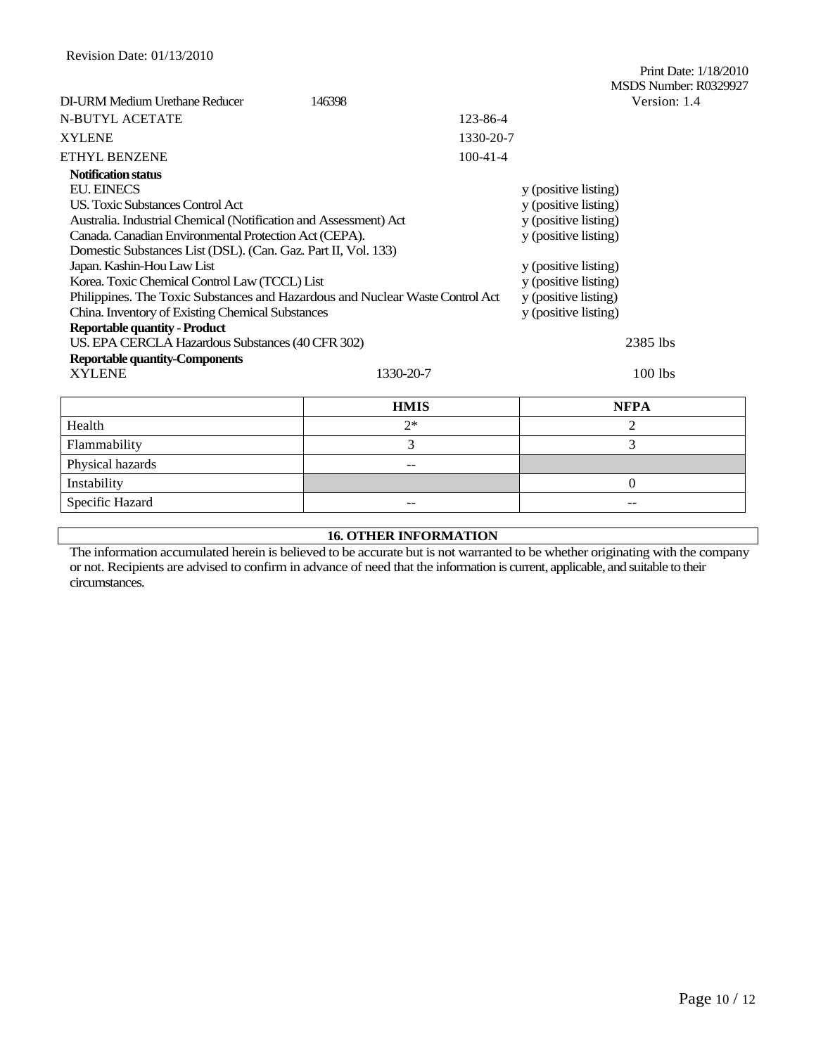DI-URM Medium Urethane Reducer 146398

| | |
|---|---|
| N-BUTYL ACETATE | 123-86-4 |
| XYLENE | 1330-20-7 |
| ETHYL BENZENE | 100-41-4 |

**Notification status**

| | |
|---|---|
| EU. EINECS | y (positive listing) |
| US. Toxic Substances Control Act | y (positive listing) |
| Australia. Industrial Chemical (Notification and Assessment) Act | y (positive listing) |
| Canada. Canadian Environmental Protection Act (CEPA). Domestic Substances List (DSL). (Can. Gaz. Part II, Vol. 133) | y (positive listing) |
| Japan. Kashin-Hou Law List | y (positive listing) |
| Korea. Toxic Chemical Control Law (TCCL) List | y (positive listing) |
| Philippines. The Toxic Substances and Hazardous and Nuclear Waste Control Act | y (positive listing) |
| China. Inventory of Existing Chemical Substances | y (positive listing) |

**Reportable quantity - Product**

US. EPA CERCLA Hazardous Substances (40 CFR 302) 2385 lbs

**Reportable quantity-Components**

XYLENE 1330-20-7 100 lbs

| | HMIS | NFPA |
|---|---|---|
| Health | 2* | 2 |
| Flammability | 3 | 3 |
| Physical hazards | -- | |
| Instability | | 0 |
| Specific Hazard | -- | -- |

## 16. OTHER INFORMATION

The information accumulated herein is believed to be accurate but is not warranted to be whether originating with the company or not. Recipients are advised to confirm in advance of need that the information is current, applicable, and suitable to their circumstances.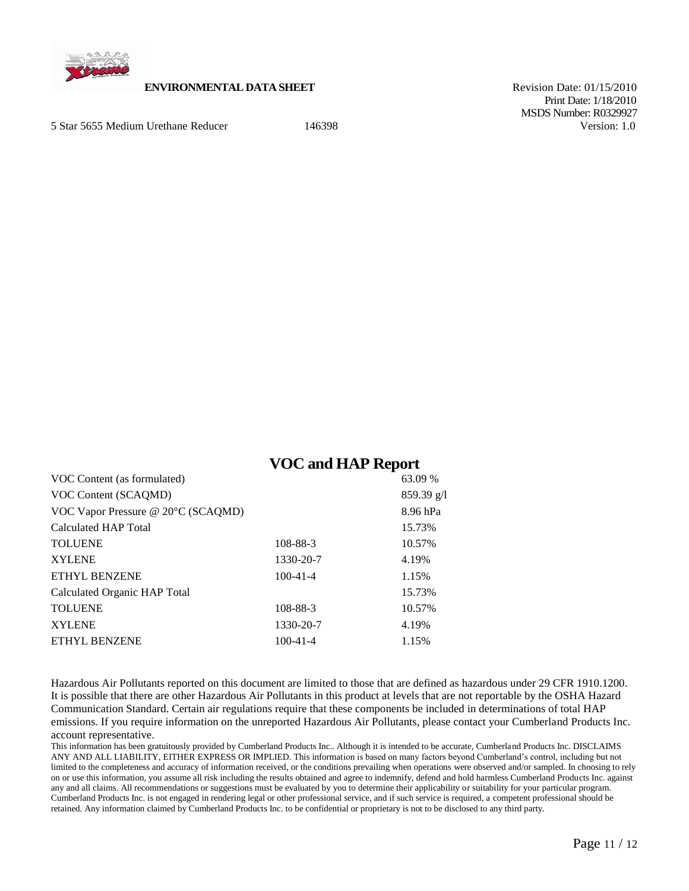**ENVIRONMENTAL DATA SHEET**

Revision Date: 01/15/2010
Print Date: 1/18/2010
MSDS Number: R0329927
Version: 1.0

5 Star 5655 Medium Urethane Reducer 146398

## VOC and HAP Report

| | | |
|---|---|---|
| VOC Content (as formulated) | | 63.09 % |
| VOC Content (SCAQMD) | | 859.39 g/l |
| VOC Vapor Pressure @ 20°C (SCAQMD) | | 8.96 hPa |
| Calculated HAP Total | | 15.73% |
| TOLUENE | 108-88-3 | 10.57% |
| XYLENE | 1330-20-7 | 4.19% |
| ETHYL BENZENE | 100-41-4 | 1.15% |
| Calculated Organic HAP Total | | 15.73% |
| TOLUENE | 108-88-3 | 10.57% |
| XYLENE | 1330-20-7 | 4.19% |
| ETHYL BENZENE | 100-41-4 | 1.15% |

Hazardous Air Pollutants reported on this document are limited to those that are defined as hazardous under 29 CFR 1910.1200. It is possible that there are other Hazardous Air Pollutants in this product at levels that are not reportable by the OSHA Hazard Communication Standard. Certain air regulations require that these components be included in determinations of total HAP emissions. If you require information on the unreported Hazardous Air Pollutants, please contact your Cumberland Products Inc. account representative.

This information has been gratuitously provided by Cumberland Products Inc.. Although it is intended to be accurate, Cumberland Products Inc. DISCLAIMS ANY AND ALL LIABILITY, EITHER EXPRESS OR IMPLIED. This information is based on many factors beyond Cumberland's control, including but not limited to the completeness and accuracy of information received, or the conditions prevailing when operations were observed and/or sampled. In choosing to rely on or use this information, you assume all risk including the results obtained and agree to indemnify, defend and hold harmless Cumberland Products Inc. against any and all claims. All recommendations or suggestions must be evaluated by you to determine their applicability or suitability for your particular program. Cumberland Products Inc. is not engaged in rendering legal or other professional service, and if such service is required, a competent professional should be retained. Any information claimed by Cumberland Products Inc. to be confidential or proprietary is not to be disclosed to any third party.